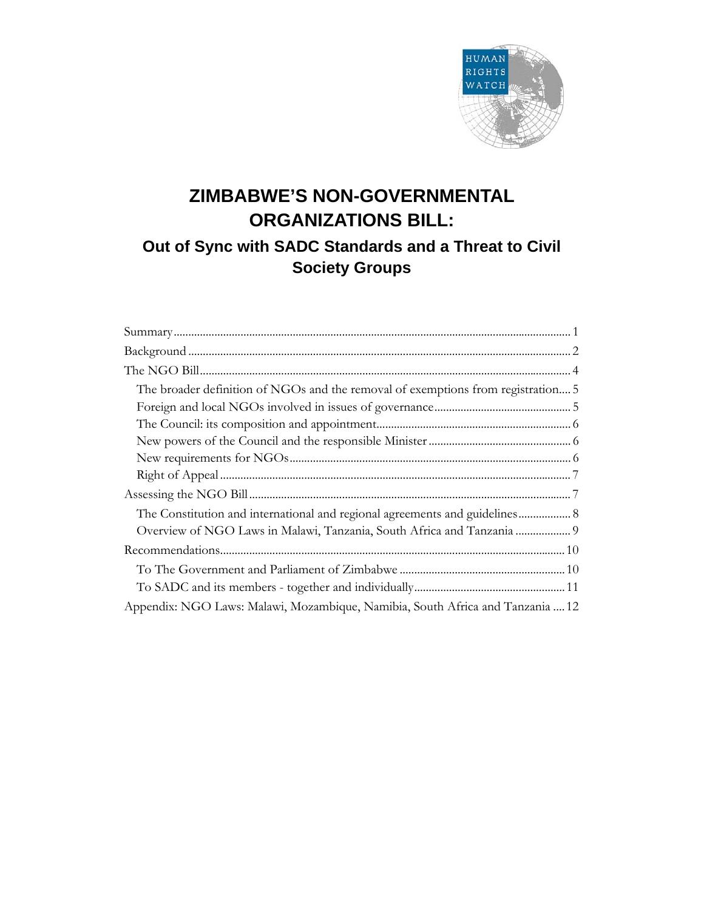# ZIMBABWE'S NON-GOVERNMENTAL ORGANIZATIONS BILL:

## Out of Sync with SADC Standards and a Threat to Civil Society Groups

Summary....................................................................................................................................... 1
Background .................................................................................................................................. 2
The NGO Bill............................................................................................................................... 4
  The broader definition of NGOs and the removal of exemptions from registration.... 5
  Foreign and local NGOs involved in issues of governance............................................... 5
  The Council: its composition and appointment.................................................................. 6
  New powers of the Council and the responsible Minister ................................................ 6
  New requirements for NGOs................................................................................................ 6
  Right of Appeal ........................................................................................................................ 7
Assessing the NGO Bill.............................................................................................................. 7
  The Constitution and international and regional agreements and guidelines.................. 8
  Overview of NGO Laws in Malawi, Tanzania, South Africa and Tanzania ................... 9
Recommendations...................................................................................................................... 10
  To The Government and Parliament of Zimbabwe ......................................................... 10
  To SADC and its members - together and individually.................................................... 11
Appendix: NGO Laws: Malawi, Mozambique, Namibia, South Africa and Tanzania .... 12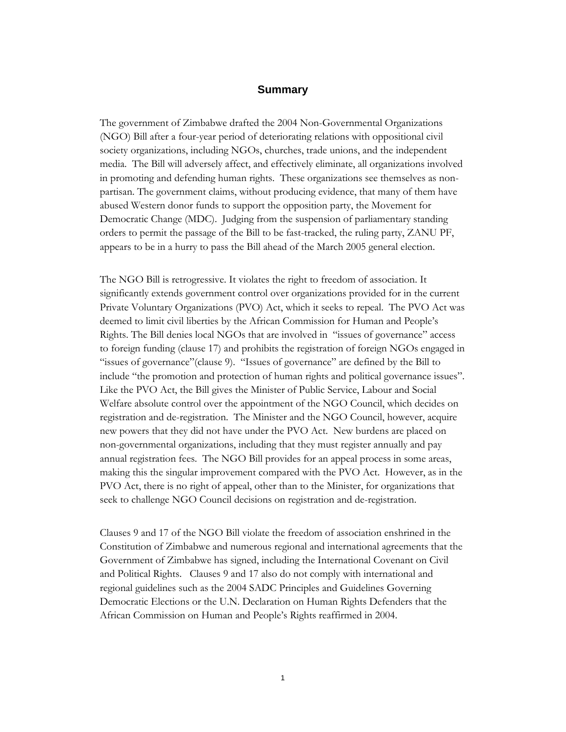## Summary

The government of Zimbabwe drafted the 2004 Non-Governmental Organizations (NGO) Bill after a four-year period of deteriorating relations with oppositional civil society organizations, including NGOs, churches, trade unions, and the independent media. The Bill will adversely affect, and effectively eliminate, all organizations involved in promoting and defending human rights. These organizations see themselves as non-partisan. The government claims, without producing evidence, that many of them have abused Western donor funds to support the opposition party, the Movement for Democratic Change (MDC). Judging from the suspension of parliamentary standing orders to permit the passage of the Bill to be fast-tracked, the ruling party, ZANU PF, appears to be in a hurry to pass the Bill ahead of the March 2005 general election.

The NGO Bill is retrogressive. It violates the right to freedom of association. It significantly extends government control over organizations provided for in the current Private Voluntary Organizations (PVO) Act, which it seeks to repeal. The PVO Act was deemed to limit civil liberties by the African Commission for Human and People's Rights. The Bill denies local NGOs that are involved in "issues of governance" access to foreign funding (clause 17) and prohibits the registration of foreign NGOs engaged in "issues of governance"(clause 9). "Issues of governance" are defined by the Bill to include "the promotion and protection of human rights and political governance issues". Like the PVO Act, the Bill gives the Minister of Public Service, Labour and Social Welfare absolute control over the appointment of the NGO Council, which decides on registration and de-registration. The Minister and the NGO Council, however, acquire new powers that they did not have under the PVO Act. New burdens are placed on non-governmental organizations, including that they must register annually and pay annual registration fees. The NGO Bill provides for an appeal process in some areas, making this the singular improvement compared with the PVO Act. However, as in the PVO Act, there is no right of appeal, other than to the Minister, for organizations that seek to challenge NGO Council decisions on registration and de-registration.

Clauses 9 and 17 of the NGO Bill violate the freedom of association enshrined in the Constitution of Zimbabwe and numerous regional and international agreements that the Government of Zimbabwe has signed, including the International Covenant on Civil and Political Rights. Clauses 9 and 17 also do not comply with international and regional guidelines such as the 2004 SADC Principles and Guidelines Governing Democratic Elections or the U.N. Declaration on Human Rights Defenders that the African Commission on Human and People's Rights reaffirmed in 2004.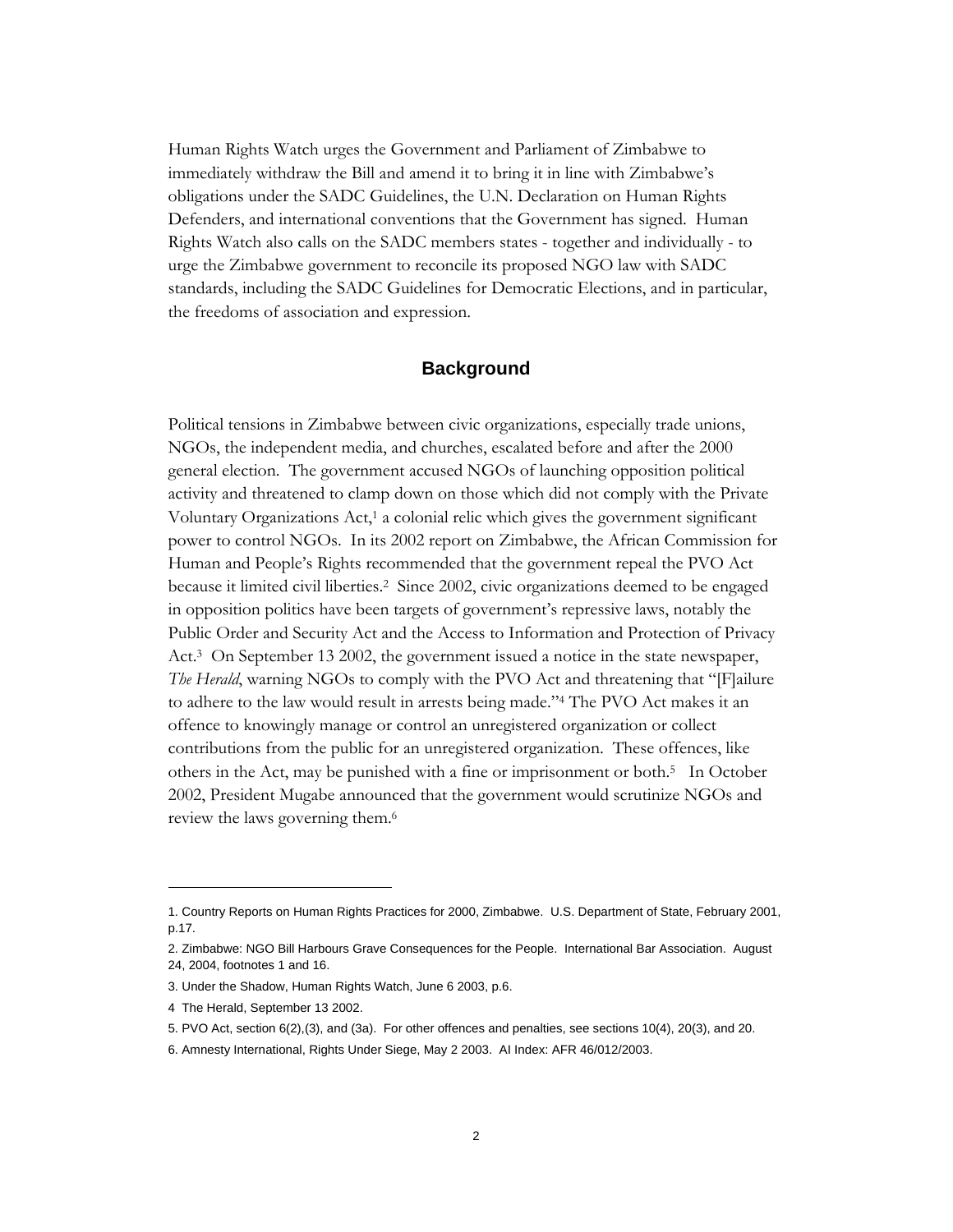Human Rights Watch urges the Government and Parliament of Zimbabwe to immediately withdraw the Bill and amend it to bring it in line with Zimbabwe's obligations under the SADC Guidelines, the U.N. Declaration on Human Rights Defenders, and international conventions that the Government has signed. Human Rights Watch also calls on the SADC members states - together and individually - to urge the Zimbabwe government to reconcile its proposed NGO law with SADC standards, including the SADC Guidelines for Democratic Elections, and in particular, the freedoms of association and expression.

## Background

Political tensions in Zimbabwe between civic organizations, especially trade unions, NGOs, the independent media, and churches, escalated before and after the 2000 general election. The government accused NGOs of launching opposition political activity and threatened to clamp down on those which did not comply with the Private Voluntary Organizations Act,[1] a colonial relic which gives the government significant power to control NGOs. In its 2002 report on Zimbabwe, the African Commission for Human and People's Rights recommended that the government repeal the PVO Act because it limited civil liberties.[2] Since 2002, civic organizations deemed to be engaged in opposition politics have been targets of government's repressive laws, notably the Public Order and Security Act and the Access to Information and Protection of Privacy Act.[3] On September 13 2002, the government issued a notice in the state newspaper, *The Herald*, warning NGOs to comply with the PVO Act and threatening that "[F]ailure to adhere to the law would result in arrests being made."[4] The PVO Act makes it an offence to knowingly manage or control an unregistered organization or collect contributions from the public for an unregistered organization. These offences, like others in the Act, may be punished with a fine or imprisonment or both.[5] In October 2002, President Mugabe announced that the government would scrutinize NGOs and review the laws governing them.[6]

---

1. Country Reports on Human Rights Practices for 2000, Zimbabwe. U.S. Department of State, February 2001, p.17.

2. Zimbabwe: NGO Bill Harbours Grave Consequences for the People. International Bar Association. August 24, 2004, footnotes 1 and 16.

3. Under the Shadow, Human Rights Watch, June 6 2003, p.6.

4 The Herald, September 13 2002.

5. PVO Act, section 6(2),(3), and (3a). For other offences and penalties, see sections 10(4), 20(3), and 20.

6. Amnesty International, Rights Under Siege, May 2 2003. AI Index: AFR 46/012/2003.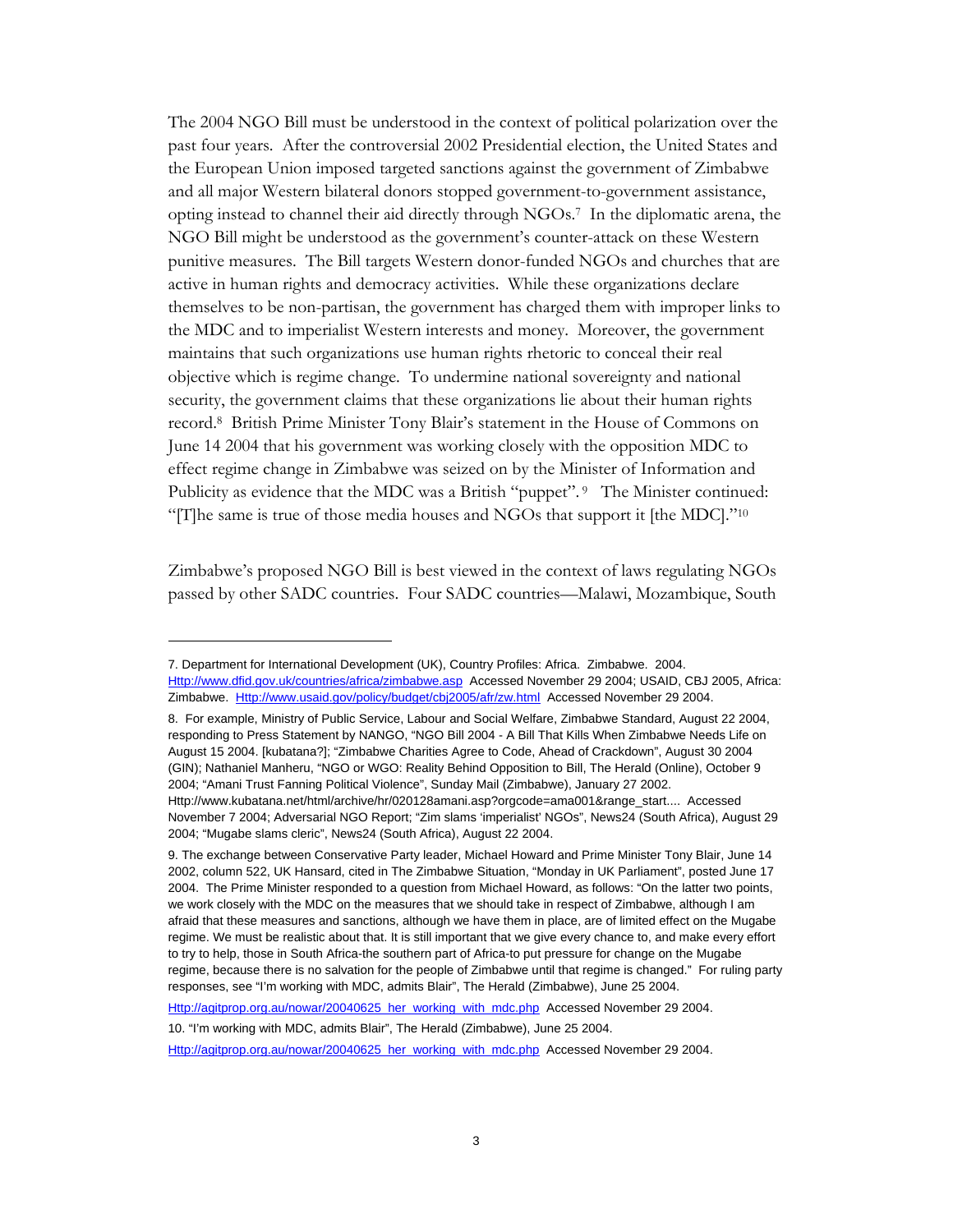The 2004 NGO Bill must be understood in the context of political polarization over the past four years. After the controversial 2002 Presidential election, the United States and the European Union imposed targeted sanctions against the government of Zimbabwe and all major Western bilateral donors stopped government-to-government assistance, opting instead to channel their aid directly through NGOs.[7] In the diplomatic arena, the NGO Bill might be understood as the government's counter-attack on these Western punitive measures. The Bill targets Western donor-funded NGOs and churches that are active in human rights and democracy activities. While these organizations declare themselves to be non-partisan, the government has charged them with improper links to the MDC and to imperialist Western interests and money. Moreover, the government maintains that such organizations use human rights rhetoric to conceal their real objective which is regime change. To undermine national sovereignty and national security, the government claims that these organizations lie about their human rights record.[8] British Prime Minister Tony Blair's statement in the House of Commons on June 14 2004 that his government was working closely with the opposition MDC to effect regime change in Zimbabwe was seized on by the Minister of Information and Publicity as evidence that the MDC was a British "puppet".[9] The Minister continued: "[T]he same is true of those media houses and NGOs that support it [the MDC]."[10]

Zimbabwe's proposed NGO Bill is best viewed in the context of laws regulating NGOs passed by other SADC countries. Four SADC countries—Malawi, Mozambique, South

---

7. Department for International Development (UK), Country Profiles: Africa. Zimbabwe. 2004. Http://www.dfid.gov.uk/countries/africa/zimbabwe.asp Accessed November 29 2004; USAID, CBJ 2005, Africa: Zimbabwe. Http://www.usaid.gov/policy/budget/cbj2005/afr/zw.html Accessed November 29 2004.

8. For example, Ministry of Public Service, Labour and Social Welfare, Zimbabwe Standard, August 22 2004, responding to Press Statement by NANGO, "NGO Bill 2004 - A Bill That Kills When Zimbabwe Needs Life on August 15 2004. [kubatana?]; "Zimbabwe Charities Agree to Code, Ahead of Crackdown", August 30 2004 (GIN); Nathaniel Manheru, "NGO or WGO: Reality Behind Opposition to Bill, The Herald (Online), October 9 2004; "Amani Trust Fanning Political Violence", Sunday Mail (Zimbabwe), January 27 2002. Http://www.kubatana.net/html/archive/hr/020128amani.asp?orgcode=ama001&range_start.... Accessed November 7 2004; Adversarial NGO Report; "Zim slams 'imperialist' NGOs", News24 (South Africa), August 29 2004; "Mugabe slams cleric", News24 (South Africa), August 22 2004.

9. The exchange between Conservative Party leader, Michael Howard and Prime Minister Tony Blair, June 14 2002, column 522, UK Hansard, cited in The Zimbabwe Situation, "Monday in UK Parliament", posted June 17 2004. The Prime Minister responded to a question from Michael Howard, as follows: "On the latter two points, we work closely with the MDC on the measures that we should take in respect of Zimbabwe, although I am afraid that these measures and sanctions, although we have them in place, are of limited effect on the Mugabe regime. We must be realistic about that. It is still important that we give every chance to, and make every effort to try to help, those in South Africa-the southern part of Africa-to put pressure for change on the Mugabe regime, because there is no salvation for the people of Zimbabwe until that regime is changed." For ruling party responses, see "I'm working with MDC, admits Blair", The Herald (Zimbabwe), June 25 2004.

Http://agitprop.org.au/nowar/20040625_her_working_with_mdc.php Accessed November 29 2004.

10. "I'm working with MDC, admits Blair", The Herald (Zimbabwe), June 25 2004.

Http://agitprop.org.au/nowar/20040625_her_working_with_mdc.php Accessed November 29 2004.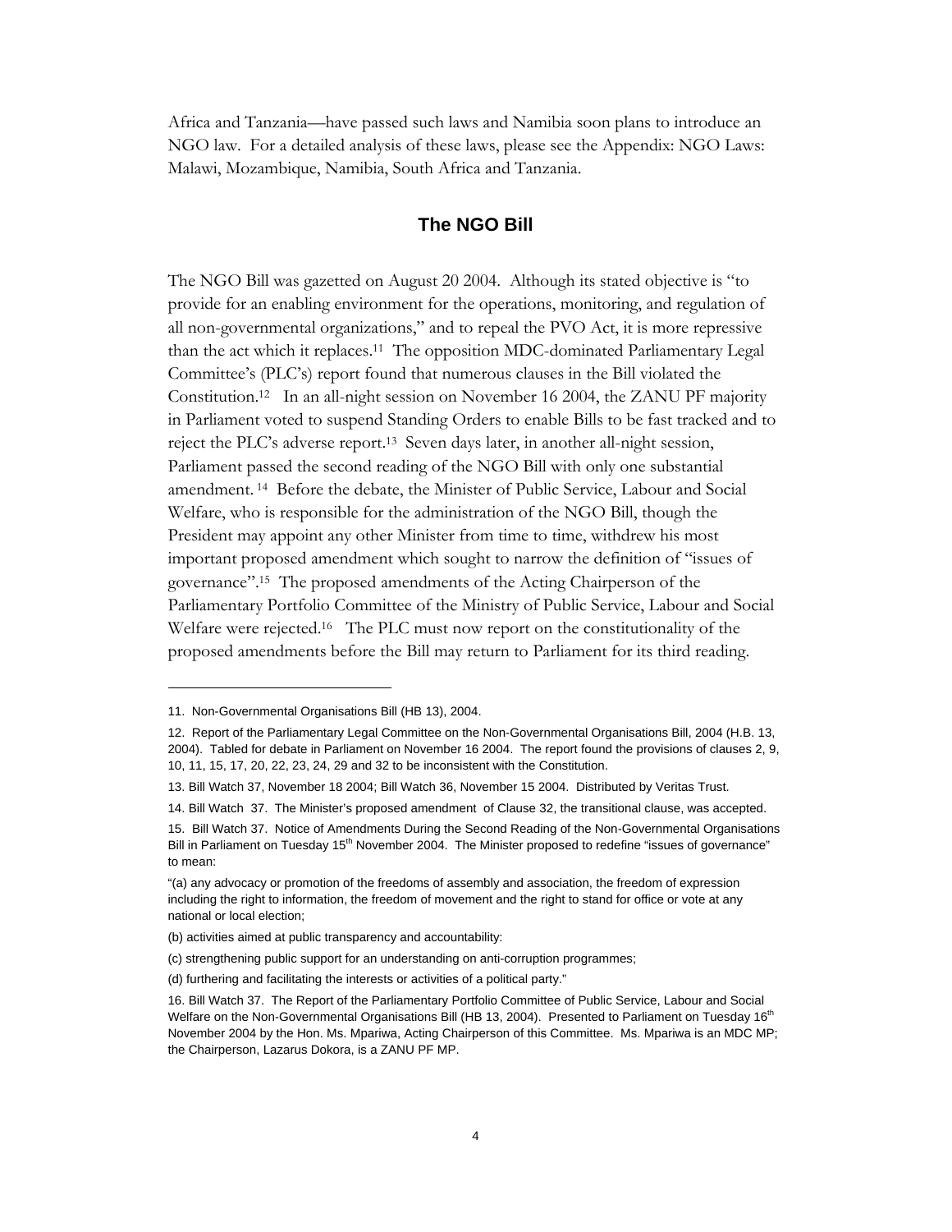Africa and Tanzania—have passed such laws and Namibia soon plans to introduce an NGO law. For a detailed analysis of these laws, please see the Appendix: NGO Laws: Malawi, Mozambique, Namibia, South Africa and Tanzania.

## The NGO Bill

The NGO Bill was gazetted on August 20 2004. Although its stated objective is "to provide for an enabling environment for the operations, monitoring, and regulation of all non-governmental organizations," and to repeal the PVO Act, it is more repressive than the act which it replaces.[11] The opposition MDC-dominated Parliamentary Legal Committee's (PLC's) report found that numerous clauses in the Bill violated the Constitution.[12] In an all-night session on November 16 2004, the ZANU PF majority in Parliament voted to suspend Standing Orders to enable Bills to be fast tracked and to reject the PLC's adverse report.[13] Seven days later, in another all-night session, Parliament passed the second reading of the NGO Bill with only one substantial amendment.[14] Before the debate, the Minister of Public Service, Labour and Social Welfare, who is responsible for the administration of the NGO Bill, though the President may appoint any other Minister from time to time, withdrew his most important proposed amendment which sought to narrow the definition of "issues of governance".[15] The proposed amendments of the Acting Chairperson of the Parliamentary Portfolio Committee of the Ministry of Public Service, Labour and Social Welfare were rejected.[16] The PLC must now report on the constitutionality of the proposed amendments before the Bill may return to Parliament for its third reading.

---

11. Non-Governmental Organisations Bill (HB 13), 2004.

12. Report of the Parliamentary Legal Committee on the Non-Governmental Organisations Bill, 2004 (H.B. 13, 2004). Tabled for debate in Parliament on November 16 2004. The report found the provisions of clauses 2, 9, 10, 11, 15, 17, 20, 22, 23, 24, 29 and 32 to be inconsistent with the Constitution.

13. Bill Watch 37, November 18 2004; Bill Watch 36, November 15 2004. Distributed by Veritas Trust.

14. Bill Watch 37. The Minister's proposed amendment of Clause 32, the transitional clause, was accepted.

15. Bill Watch 37. Notice of Amendments During the Second Reading of the Non-Governmental Organisations Bill in Parliament on Tuesday 15th November 2004. The Minister proposed to redefine "issues of governance" to mean:

"(a) any advocacy or promotion of the freedoms of assembly and association, the freedom of expression including the right to information, the freedom of movement and the right to stand for office or vote at any national or local election;

(b) activities aimed at public transparency and accountability:

(c) strengthening public support for an understanding on anti-corruption programmes;

(d) furthering and facilitating the interests or activities of a political party."

16. Bill Watch 37. The Report of the Parliamentary Portfolio Committee of Public Service, Labour and Social Welfare on the Non-Governmental Organisations Bill (HB 13, 2004). Presented to Parliament on Tuesday 16th November 2004 by the Hon. Ms. Mpariwa, Acting Chairperson of this Committee. Ms. Mpariwa is an MDC MP; the Chairperson, Lazarus Dokora, is a ZANU PF MP.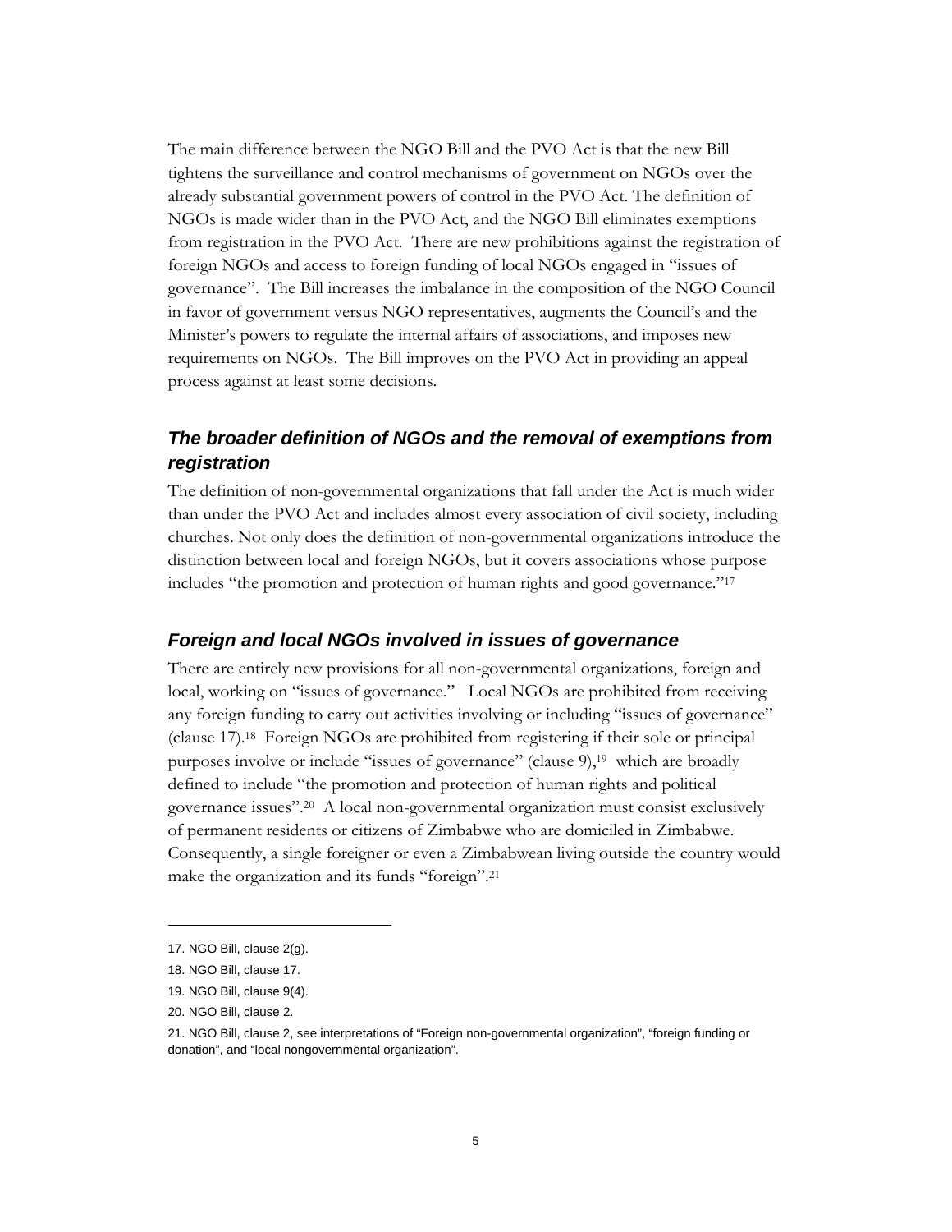The main difference between the NGO Bill and the PVO Act is that the new Bill tightens the surveillance and control mechanisms of government on NGOs over the already substantial government powers of control in the PVO Act. The definition of NGOs is made wider than in the PVO Act, and the NGO Bill eliminates exemptions from registration in the PVO Act. There are new prohibitions against the registration of foreign NGOs and access to foreign funding of local NGOs engaged in "issues of governance". The Bill increases the imbalance in the composition of the NGO Council in favor of government versus NGO representatives, augments the Council's and the Minister's powers to regulate the internal affairs of associations, and imposes new requirements on NGOs. The Bill improves on the PVO Act in providing an appeal process against at least some decisions.

### *The broader definition of NGOs and the removal of exemptions from registration*

The definition of non-governmental organizations that fall under the Act is much wider than under the PVO Act and includes almost every association of civil society, including churches. Not only does the definition of non-governmental organizations introduce the distinction between local and foreign NGOs, but it covers associations whose purpose includes "the promotion and protection of human rights and good governance."[17]

### *Foreign and local NGOs involved in issues of governance*

There are entirely new provisions for all non-governmental organizations, foreign and local, working on "issues of governance." Local NGOs are prohibited from receiving any foreign funding to carry out activities involving or including "issues of governance" (clause 17).[18] Foreign NGOs are prohibited from registering if their sole or principal purposes involve or include "issues of governance" (clause 9),[19] which are broadly defined to include "the promotion and protection of human rights and political governance issues".[20] A local non-governmental organization must consist exclusively of permanent residents or citizens of Zimbabwe who are domiciled in Zimbabwe. Consequently, a single foreigner or even a Zimbabwean living outside the country would make the organization and its funds "foreign".[21]

---

17. NGO Bill, clause 2(g).

18. NGO Bill, clause 17.

19. NGO Bill, clause 9(4).

20. NGO Bill, clause 2.

21. NGO Bill, clause 2, see interpretations of "Foreign non-governmental organization", "foreign funding or donation", and "local nongovernmental organization".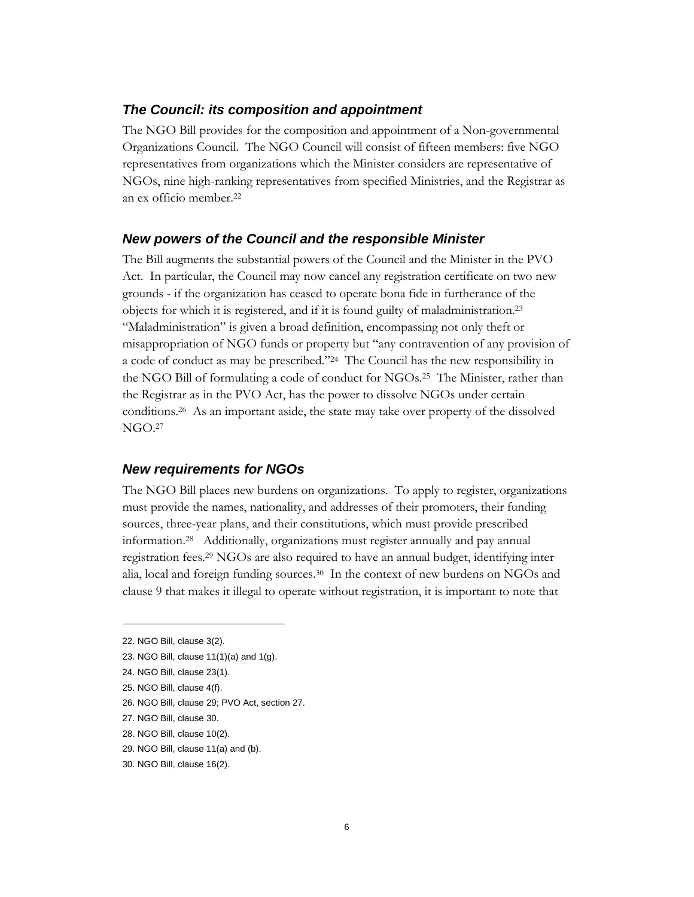### *The Council: its composition and appointment*

The NGO Bill provides for the composition and appointment of a Non-governmental Organizations Council. The NGO Council will consist of fifteen members: five NGO representatives from organizations which the Minister considers are representative of NGOs, nine high-ranking representatives from specified Ministries, and the Registrar as an ex officio member.[22]

### *New powers of the Council and the responsible Minister*

The Bill augments the substantial powers of the Council and the Minister in the PVO Act. In particular, the Council may now cancel any registration certificate on two new grounds - if the organization has ceased to operate bona fide in furtherance of the objects for which it is registered, and if it is found guilty of maladministration.[23] "Maladministration" is given a broad definition, encompassing not only theft or misappropriation of NGO funds or property but "any contravention of any provision of a code of conduct as may be prescribed."[24] The Council has the new responsibility in the NGO Bill of formulating a code of conduct for NGOs.[25] The Minister, rather than the Registrar as in the PVO Act, has the power to dissolve NGOs under certain conditions.[26] As an important aside, the state may take over property of the dissolved NGO.[27]

### *New requirements for NGOs*

The NGO Bill places new burdens on organizations. To apply to register, organizations must provide the names, nationality, and addresses of their promoters, their funding sources, three-year plans, and their constitutions, which must provide prescribed information.[28] Additionally, organizations must register annually and pay annual registration fees.[29] NGOs are also required to have an annual budget, identifying inter alia, local and foreign funding sources.[30] In the context of new burdens on NGOs and clause 9 that makes it illegal to operate without registration, it is important to note that

---

22. NGO Bill, clause 3(2).
23. NGO Bill, clause 11(1)(a) and 1(g).
24. NGO Bill, clause 23(1).
25. NGO Bill, clause 4(f).
26. NGO Bill, clause 29; PVO Act, section 27.
27. NGO Bill, clause 30.
28. NGO Bill, clause 10(2).
29. NGO Bill, clause 11(a) and (b).
30. NGO Bill, clause 16(2).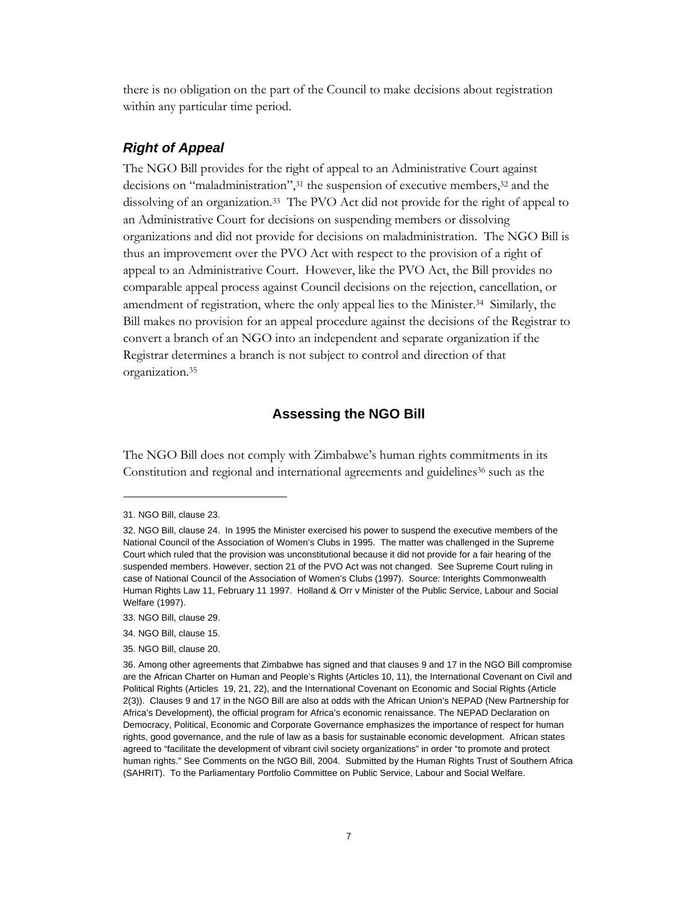there is no obligation on the part of the Council to make decisions about registration within any particular time period.

### *Right of Appeal*

The NGO Bill provides for the right of appeal to an Administrative Court against decisions on "maladministration",[31] the suspension of executive members,[32] and the dissolving of an organization.[33] The PVO Act did not provide for the right of appeal to an Administrative Court for decisions on suspending members or dissolving organizations and did not provide for decisions on maladministration. The NGO Bill is thus an improvement over the PVO Act with respect to the provision of a right of appeal to an Administrative Court. However, like the PVO Act, the Bill provides no comparable appeal process against Council decisions on the rejection, cancellation, or amendment of registration, where the only appeal lies to the Minister.[34] Similarly, the Bill makes no provision for an appeal procedure against the decisions of the Registrar to convert a branch of an NGO into an independent and separate organization if the Registrar determines a branch is not subject to control and direction of that organization.[35]

## Assessing the NGO Bill

The NGO Bill does not comply with Zimbabwe's human rights commitments in its Constitution and regional and international agreements and guidelines[36] such as the

---

31. NGO Bill, clause 23.

32. NGO Bill, clause 24. In 1995 the Minister exercised his power to suspend the executive members of the National Council of the Association of Women's Clubs in 1995. The matter was challenged in the Supreme Court which ruled that the provision was unconstitutional because it did not provide for a fair hearing of the suspended members. However, section 21 of the PVO Act was not changed. See Supreme Court ruling in case of National Council of the Association of Women's Clubs (1997). Source: Interights Commonwealth Human Rights Law 11, February 11 1997. Holland & Orr v Minister of the Public Service, Labour and Social Welfare (1997).

33. NGO Bill, clause 29.

34. NGO Bill, clause 15.

35. NGO Bill, clause 20.

36. Among other agreements that Zimbabwe has signed and that clauses 9 and 17 in the NGO Bill compromise are the African Charter on Human and People's Rights (Articles 10, 11), the International Covenant on Civil and Political Rights (Articles 19, 21, 22), and the International Covenant on Economic and Social Rights (Article 2(3)). Clauses 9 and 17 in the NGO Bill are also at odds with the African Union's NEPAD (New Partnership for Africa's Development), the official program for Africa's economic renaissance. The NEPAD Declaration on Democracy, Political, Economic and Corporate Governance emphasizes the importance of respect for human rights, good governance, and the rule of law as a basis for sustainable economic development. African states agreed to "facilitate the development of vibrant civil society organizations" in order "to promote and protect human rights." See Comments on the NGO Bill, 2004. Submitted by the Human Rights Trust of Southern Africa (SAHRIT). To the Parliamentary Portfolio Committee on Public Service, Labour and Social Welfare.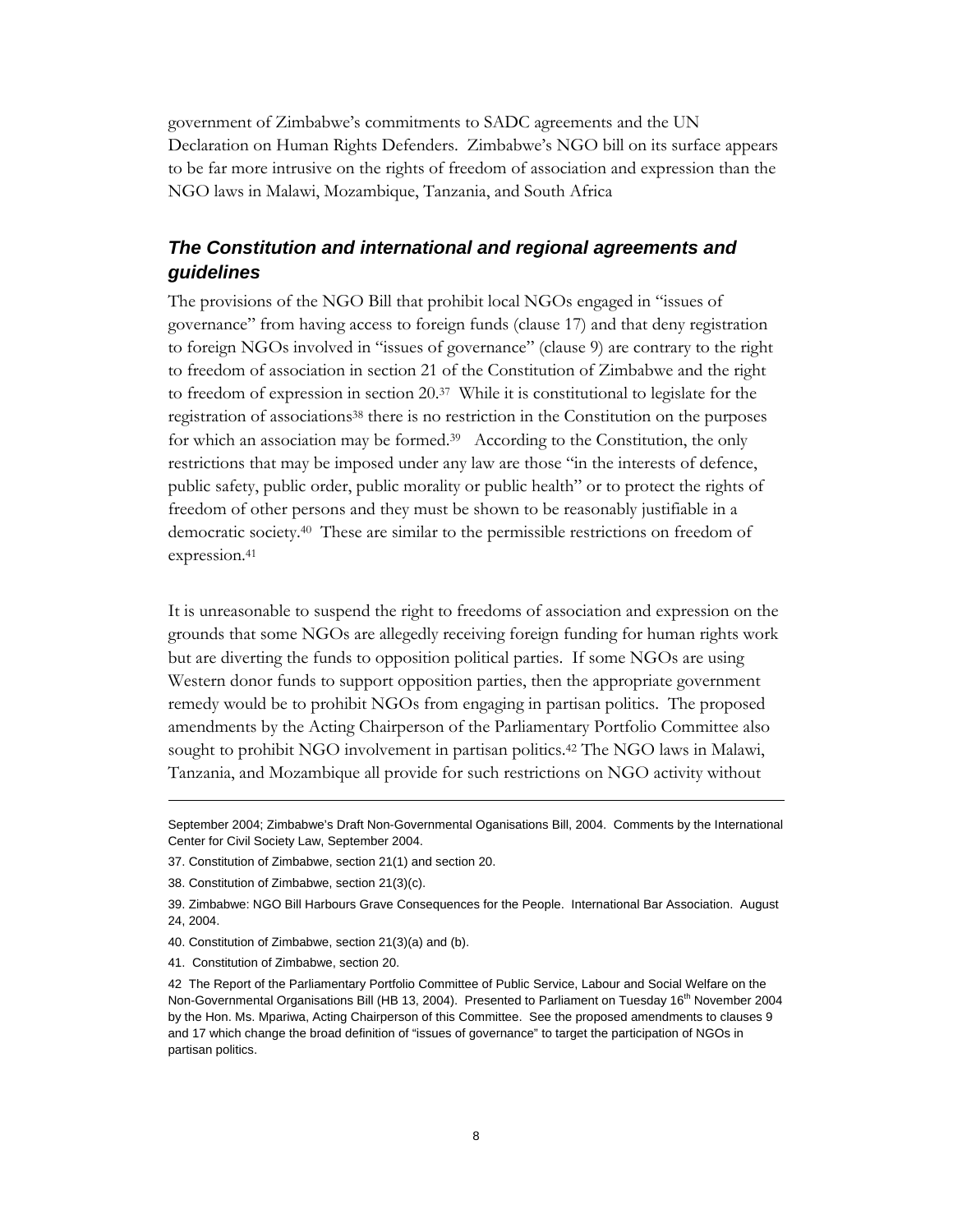government of Zimbabwe's commitments to SADC agreements and the UN Declaration on Human Rights Defenders. Zimbabwe's NGO bill on its surface appears to be far more intrusive on the rights of freedom of association and expression than the NGO laws in Malawi, Mozambique, Tanzania, and South Africa

## *The Constitution and international and regional agreements and guidelines*

The provisions of the NGO Bill that prohibit local NGOs engaged in "issues of governance" from having access to foreign funds (clause 17) and that deny registration to foreign NGOs involved in "issues of governance" (clause 9) are contrary to the right to freedom of association in section 21 of the Constitution of Zimbabwe and the right to freedom of expression in section 20.[37] While it is constitutional to legislate for the registration of associations[38] there is no restriction in the Constitution on the purposes for which an association may be formed.[39] According to the Constitution, the only restrictions that may be imposed under any law are those "in the interests of defence, public safety, public order, public morality or public health" or to protect the rights of freedom of other persons and they must be shown to be reasonably justifiable in a democratic society.[40] These are similar to the permissible restrictions on freedom of expression.[41]

It is unreasonable to suspend the right to freedoms of association and expression on the grounds that some NGOs are allegedly receiving foreign funding for human rights work but are diverting the funds to opposition political parties. If some NGOs are using Western donor funds to support opposition parties, then the appropriate government remedy would be to prohibit NGOs from engaging in partisan politics. The proposed amendments by the Acting Chairperson of the Parliamentary Portfolio Committee also sought to prohibit NGO involvement in partisan politics.[42] The NGO laws in Malawi, Tanzania, and Mozambique all provide for such restrictions on NGO activity without

---

September 2004; Zimbabwe's Draft Non-Governmental Oganisations Bill, 2004. Comments by the International Center for Civil Society Law, September 2004.

37. Constitution of Zimbabwe, section 21(1) and section 20.

38. Constitution of Zimbabwe, section 21(3)(c).

39. Zimbabwe: NGO Bill Harbours Grave Consequences for the People. International Bar Association. August 24, 2004.

40. Constitution of Zimbabwe, section 21(3)(a) and (b).

41. Constitution of Zimbabwe, section 20.

42 The Report of the Parliamentary Portfolio Committee of Public Service, Labour and Social Welfare on the Non-Governmental Organisations Bill (HB 13, 2004). Presented to Parliament on Tuesday 16th November 2004 by the Hon. Ms. Mpariwa, Acting Chairperson of this Committee. See the proposed amendments to clauses 9 and 17 which change the broad definition of "issues of governance" to target the participation of NGOs in partisan politics.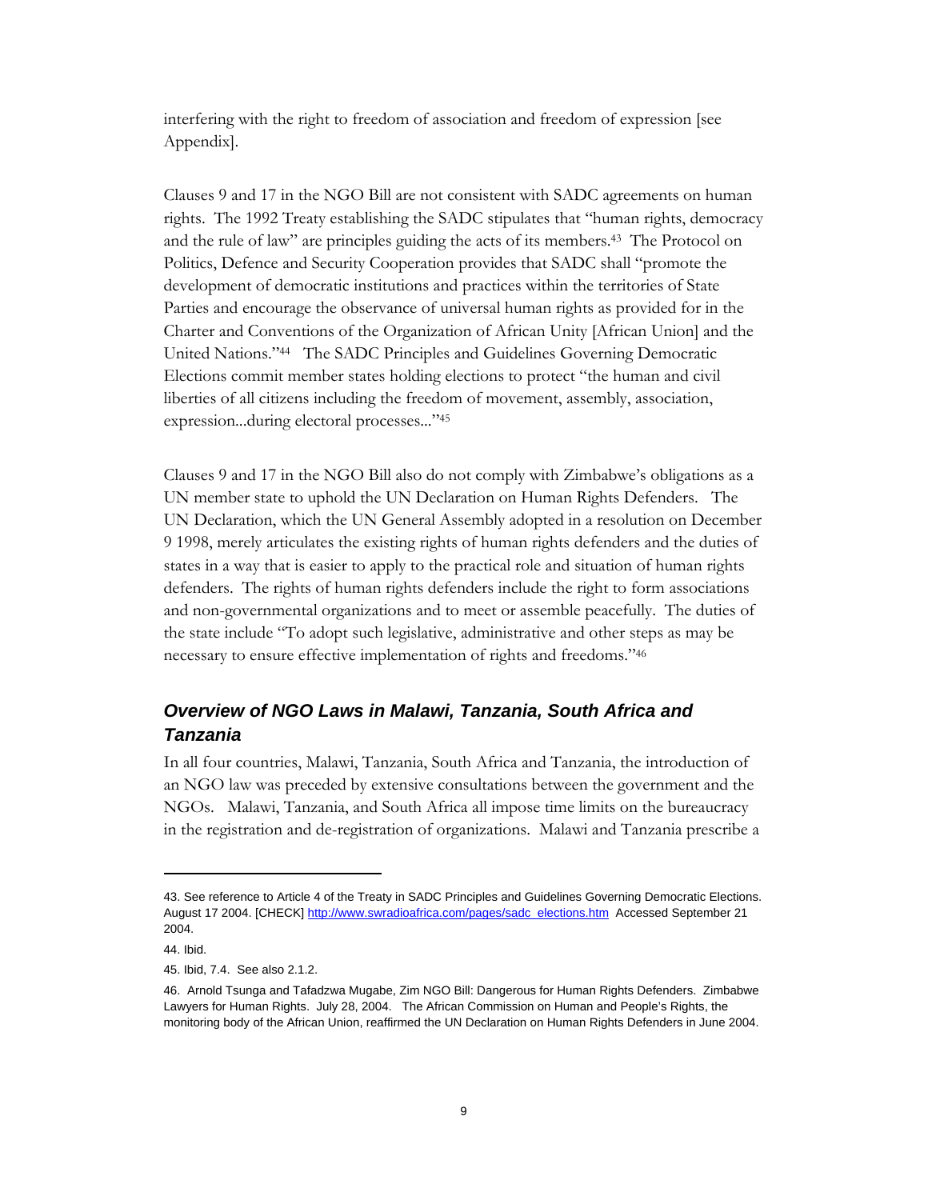interfering with the right to freedom of association and freedom of expression [see Appendix].

Clauses 9 and 17 in the NGO Bill are not consistent with SADC agreements on human rights. The 1992 Treaty establishing the SADC stipulates that "human rights, democracy and the rule of law" are principles guiding the acts of its members.[43] The Protocol on Politics, Defence and Security Cooperation provides that SADC shall "promote the development of democratic institutions and practices within the territories of State Parties and encourage the observance of universal human rights as provided for in the Charter and Conventions of the Organization of African Unity [African Union] and the United Nations."[44] The SADC Principles and Guidelines Governing Democratic Elections commit member states holding elections to protect "the human and civil liberties of all citizens including the freedom of movement, assembly, association, expression...during electoral processes..."[45]

Clauses 9 and 17 in the NGO Bill also do not comply with Zimbabwe's obligations as a UN member state to uphold the UN Declaration on Human Rights Defenders. The UN Declaration, which the UN General Assembly adopted in a resolution on December 9 1998, merely articulates the existing rights of human rights defenders and the duties of states in a way that is easier to apply to the practical role and situation of human rights defenders. The rights of human rights defenders include the right to form associations and non-governmental organizations and to meet or assemble peacefully. The duties of the state include "To adopt such legislative, administrative and other steps as may be necessary to ensure effective implementation of rights and freedoms."[46]

### *Overview of NGO Laws in Malawi, Tanzania, South Africa and Tanzania*

In all four countries, Malawi, Tanzania, South Africa and Tanzania, the introduction of an NGO law was preceded by extensive consultations between the government and the NGOs. Malawi, Tanzania, and South Africa all impose time limits on the bureaucracy in the registration and de-registration of organizations. Malawi and Tanzania prescribe a

---

43. See reference to Article 4 of the Treaty in SADC Principles and Guidelines Governing Democratic Elections. August 17 2004. [CHECK] http://www.swradioafrica.com/pages/sadc_elections.htm Accessed September 21 2004.

44. Ibid.

45. Ibid, 7.4. See also 2.1.2.

46. Arnold Tsunga and Tafadzwa Mugabe, Zim NGO Bill: Dangerous for Human Rights Defenders. Zimbabwe Lawyers for Human Rights. July 28, 2004. The African Commission on Human and People's Rights, the monitoring body of the African Union, reaffirmed the UN Declaration on Human Rights Defenders in June 2004.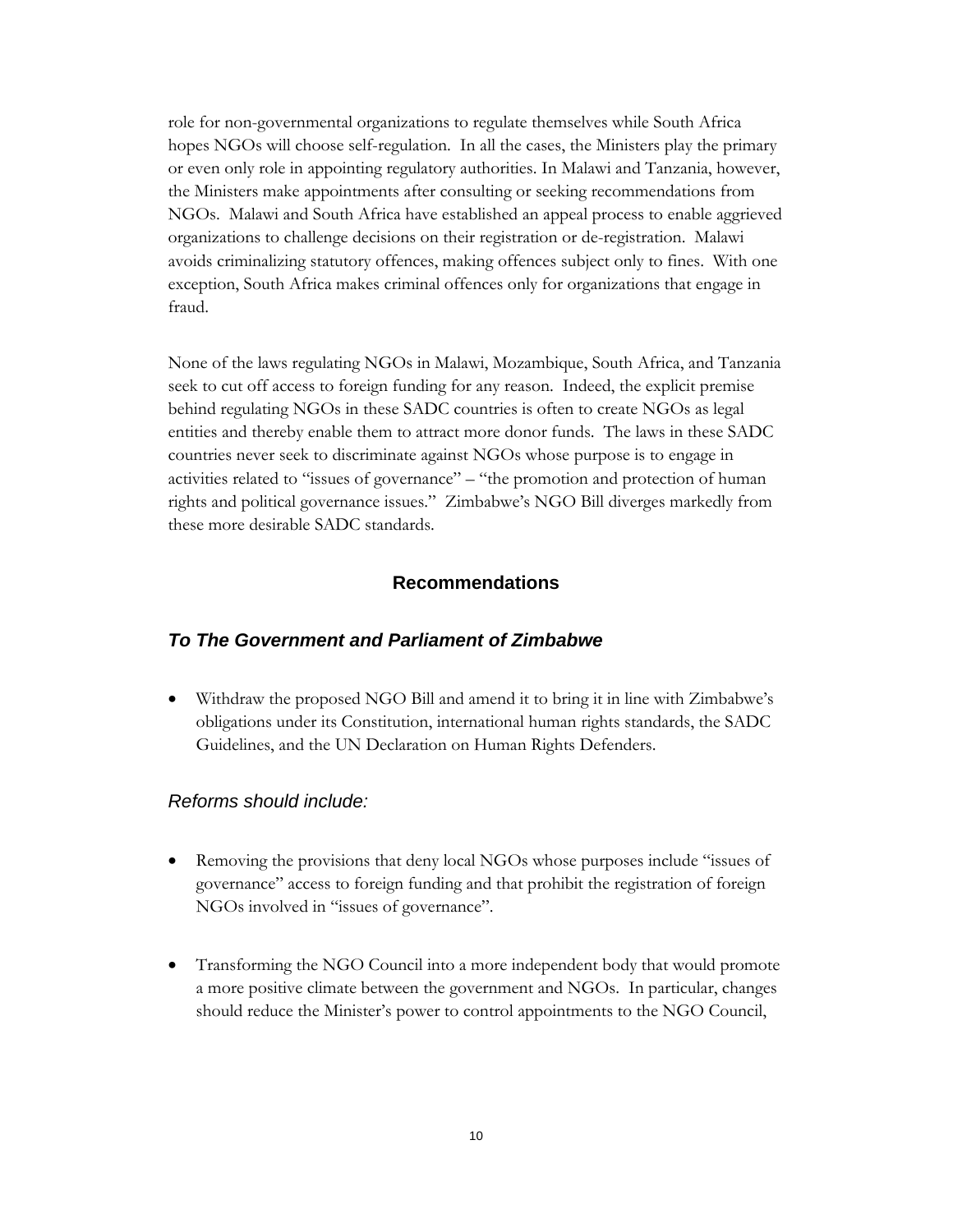role for non-governmental organizations to regulate themselves while South Africa hopes NGOs will choose self-regulation. In all the cases, the Ministers play the primary or even only role in appointing regulatory authorities. In Malawi and Tanzania, however, the Ministers make appointments after consulting or seeking recommendations from NGOs. Malawi and South Africa have established an appeal process to enable aggrieved organizations to challenge decisions on their registration or de-registration. Malawi avoids criminalizing statutory offences, making offences subject only to fines. With one exception, South Africa makes criminal offences only for organizations that engage in fraud.

None of the laws regulating NGOs in Malawi, Mozambique, South Africa, and Tanzania seek to cut off access to foreign funding for any reason. Indeed, the explicit premise behind regulating NGOs in these SADC countries is often to create NGOs as legal entities and thereby enable them to attract more donor funds. The laws in these SADC countries never seek to discriminate against NGOs whose purpose is to engage in activities related to "issues of governance" – "the promotion and protection of human rights and political governance issues." Zimbabwe's NGO Bill diverges markedly from these more desirable SADC standards.

## Recommendations

### *To The Government and Parliament of Zimbabwe*

- Withdraw the proposed NGO Bill and amend it to bring it in line with Zimbabwe's obligations under its Constitution, international human rights standards, the SADC Guidelines, and the UN Declaration on Human Rights Defenders.

#### *Reforms should include:*

- Removing the provisions that deny local NGOs whose purposes include "issues of governance" access to foreign funding and that prohibit the registration of foreign NGOs involved in "issues of governance".

- Transforming the NGO Council into a more independent body that would promote a more positive climate between the government and NGOs. In particular, changes should reduce the Minister's power to control appointments to the NGO Council,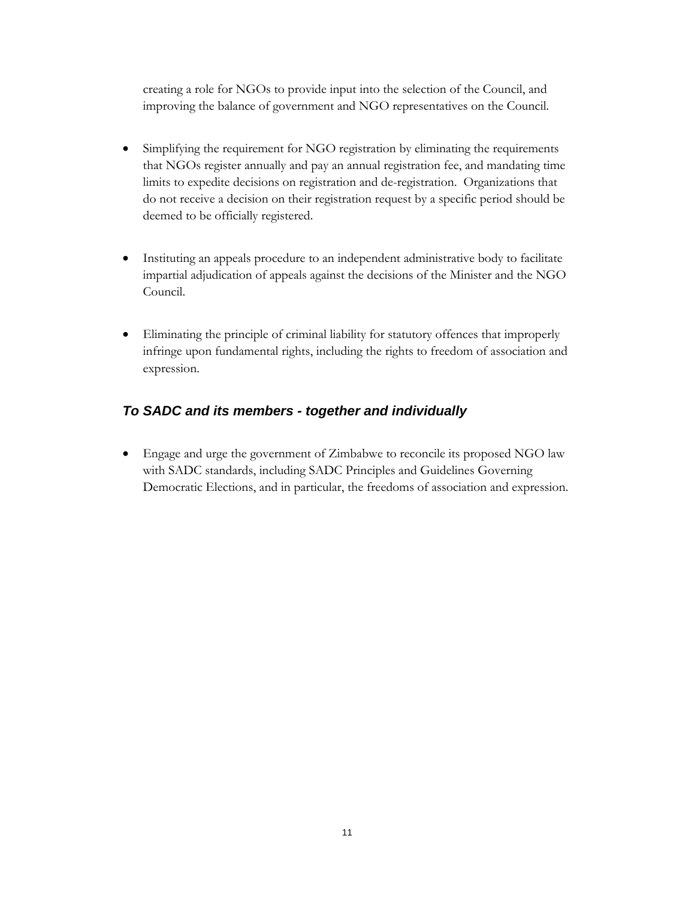creating a role for NGOs to provide input into the selection of the Council, and improving the balance of government and NGO representatives on the Council.

- Simplifying the requirement for NGO registration by eliminating the requirements that NGOs register annually and pay an annual registration fee, and mandating time limits to expedite decisions on registration and de-registration. Organizations that do not receive a decision on their registration request by a specific period should be deemed to be officially registered.

- Instituting an appeals procedure to an independent administrative body to facilitate impartial adjudication of appeals against the decisions of the Minister and the NGO Council.

- Eliminating the principle of criminal liability for statutory offences that improperly infringe upon fundamental rights, including the rights to freedom of association and expression.

### *To SADC and its members - together and individually*

- Engage and urge the government of Zimbabwe to reconcile its proposed NGO law with SADC standards, including SADC Principles and Guidelines Governing Democratic Elections, and in particular, the freedoms of association and expression.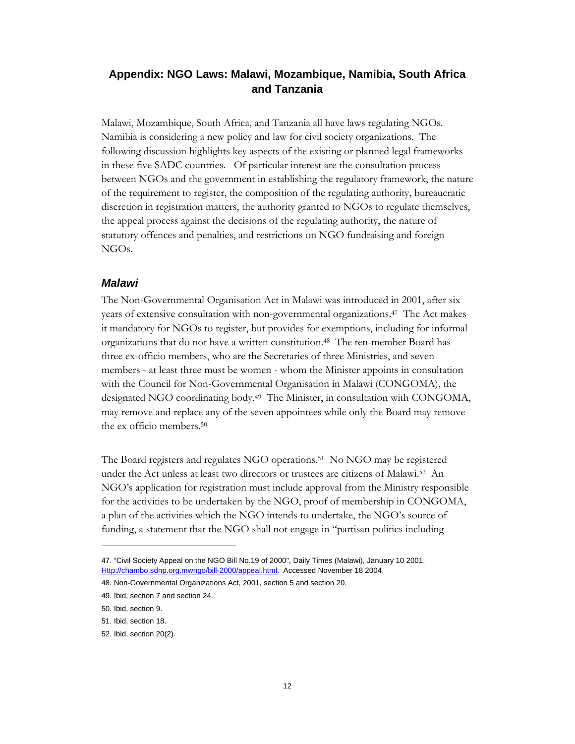## Appendix: NGO Laws: Malawi, Mozambique, Namibia, South Africa and Tanzania

Malawi, Mozambique, South Africa, and Tanzania all have laws regulating NGOs. Namibia is considering a new policy and law for civil society organizations. The following discussion highlights key aspects of the existing or planned legal frameworks in these five SADC countries. Of particular interest are the consultation process between NGOs and the government in establishing the regulatory framework, the nature of the requirement to register, the composition of the regulating authority, bureaucratic discretion in registration matters, the authority granted to NGOs to regulate themselves, the appeal process against the decisions of the regulating authority, the nature of statutory offences and penalties, and restrictions on NGO fundraising and foreign NGOs.

### *Malawi*

The Non-Governmental Organisation Act in Malawi was introduced in 2001, after six years of extensive consultation with non-governmental organizations.[47] The Act makes it mandatory for NGOs to register, but provides for exemptions, including for informal organizations that do not have a written constitution.[48] The ten-member Board has three ex-officio members, who are the Secretaries of three Ministries, and seven members - at least three must be women - whom the Minister appoints in consultation with the Council for Non-Governmental Organisation in Malawi (CONGOMA), the designated NGO coordinating body.[49] The Minister, in consultation with CONGOMA, may remove and replace any of the seven appointees while only the Board may remove the ex officio members.[50]

The Board registers and regulates NGO operations.[51] No NGO may be registered under the Act unless at least two directors or trustees are citizens of Malawi.[52] An NGO's application for registration must include approval from the Ministry responsible for the activities to be undertaken by the NGO, proof of membership in CONGOMA, a plan of the activities which the NGO intends to undertake, the NGO's source of funding, a statement that the NGO shall not engage in "partisan politics including

---

47. "Civil Society Appeal on the NGO Bill No.19 of 2000", Daily Times (Malawi), January 10 2001. Http://chambo.sdnp.org.mwngo/bill-2000/appeal.html. Accessed November 18 2004.

48. Non-Governmental Organizations Act, 2001, section 5 and section 20.

49. Ibid, section 7 and section 24.

50. Ibid, section 9.

51. Ibid, section 18.

52. Ibid, section 20(2).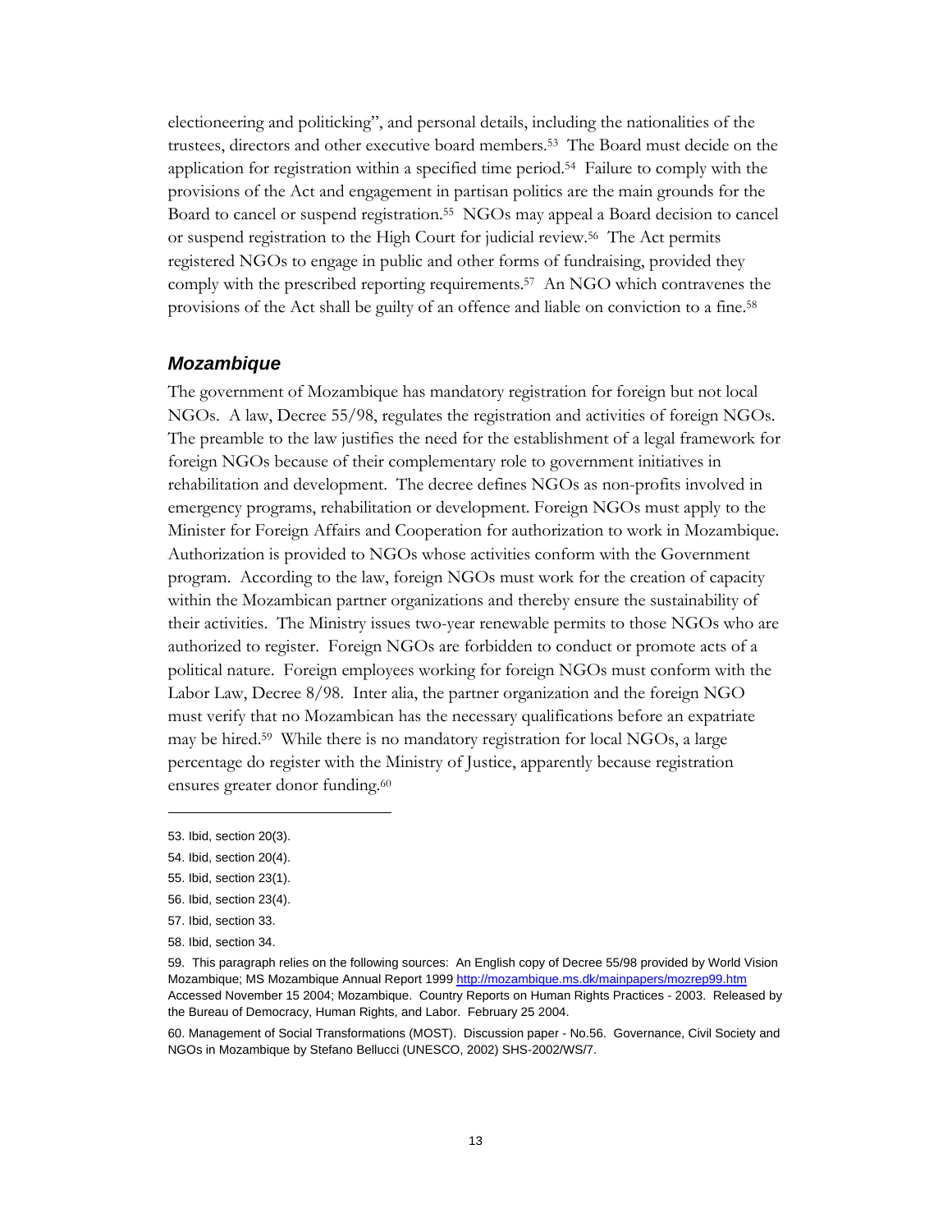electioneering and politicking", and personal details, including the nationalities of the trustees, directors and other executive board members.[53] The Board must decide on the application for registration within a specified time period.[54] Failure to comply with the provisions of the Act and engagement in partisan politics are the main grounds for the Board to cancel or suspend registration.[55] NGOs may appeal a Board decision to cancel or suspend registration to the High Court for judicial review.[56] The Act permits registered NGOs to engage in public and other forms of fundraising, provided they comply with the prescribed reporting requirements.[57] An NGO which contravenes the provisions of the Act shall be guilty of an offence and liable on conviction to a fine.[58]

### *Mozambique*

The government of Mozambique has mandatory registration for foreign but not local NGOs. A law, Decree 55/98, regulates the registration and activities of foreign NGOs. The preamble to the law justifies the need for the establishment of a legal framework for foreign NGOs because of their complementary role to government initiatives in rehabilitation and development. The decree defines NGOs as non-profits involved in emergency programs, rehabilitation or development. Foreign NGOs must apply to the Minister for Foreign Affairs and Cooperation for authorization to work in Mozambique. Authorization is provided to NGOs whose activities conform with the Government program. According to the law, foreign NGOs must work for the creation of capacity within the Mozambican partner organizations and thereby ensure the sustainability of their activities. The Ministry issues two-year renewable permits to those NGOs who are authorized to register. Foreign NGOs are forbidden to conduct or promote acts of a political nature. Foreign employees working for foreign NGOs must conform with the Labor Law, Decree 8/98. Inter alia, the partner organization and the foreign NGO must verify that no Mozambican has the necessary qualifications before an expatriate may be hired.[59] While there is no mandatory registration for local NGOs, a large percentage do register with the Ministry of Justice, apparently because registration ensures greater donor funding.[60]

---

53. Ibid, section 20(3).

54. Ibid, section 20(4).

55. Ibid, section 23(1).

56. Ibid, section 23(4).

57. Ibid, section 33.

58. Ibid, section 34.

59. This paragraph relies on the following sources: An English copy of Decree 55/98 provided by World Vision Mozambique; MS Mozambique Annual Report 1999 http://mozambique.ms.dk/mainpapers/mozrep99.htm Accessed November 15 2004; Mozambique. Country Reports on Human Rights Practices - 2003. Released by the Bureau of Democracy, Human Rights, and Labor. February 25 2004.

60. Management of Social Transformations (MOST). Discussion paper - No.56. Governance, Civil Society and NGOs in Mozambique by Stefano Bellucci (UNESCO, 2002) SHS-2002/WS/7.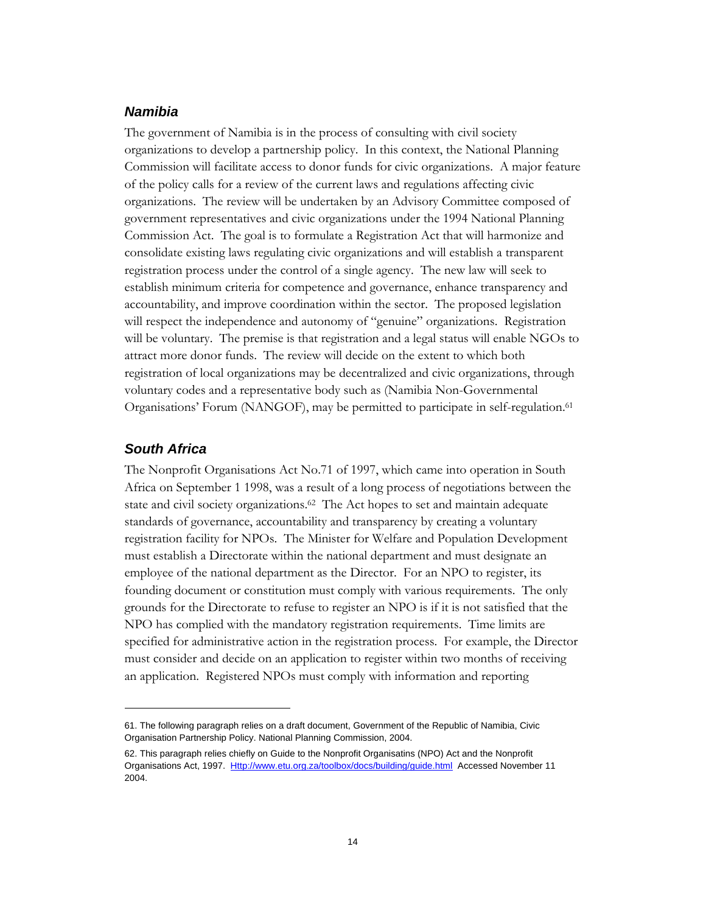### *Namibia*

The government of Namibia is in the process of consulting with civil society organizations to develop a partnership policy. In this context, the National Planning Commission will facilitate access to donor funds for civic organizations. A major feature of the policy calls for a review of the current laws and regulations affecting civic organizations. The review will be undertaken by an Advisory Committee composed of government representatives and civic organizations under the 1994 National Planning Commission Act. The goal is to formulate a Registration Act that will harmonize and consolidate existing laws regulating civic organizations and will establish a transparent registration process under the control of a single agency. The new law will seek to establish minimum criteria for competence and governance, enhance transparency and accountability, and improve coordination within the sector. The proposed legislation will respect the independence and autonomy of "genuine" organizations. Registration will be voluntary. The premise is that registration and a legal status will enable NGOs to attract more donor funds. The review will decide on the extent to which both registration of local organizations may be decentralized and civic organizations, through voluntary codes and a representative body such as (Namibia Non-Governmental Organisations' Forum (NANGOF), may be permitted to participate in self-regulation.[61]

### *South Africa*

The Nonprofit Organisations Act No.71 of 1997, which came into operation in South Africa on September 1 1998, was a result of a long process of negotiations between the state and civil society organizations.[62] The Act hopes to set and maintain adequate standards of governance, accountability and transparency by creating a voluntary registration facility for NPOs. The Minister for Welfare and Population Development must establish a Directorate within the national department and must designate an employee of the national department as the Director. For an NPO to register, its founding document or constitution must comply with various requirements. The only grounds for the Directorate to refuse to register an NPO is if it is not satisfied that the NPO has complied with the mandatory registration requirements. Time limits are specified for administrative action in the registration process. For example, the Director must consider and decide on an application to register within two months of receiving an application. Registered NPOs must comply with information and reporting

---

61. The following paragraph relies on a draft document, Government of the Republic of Namibia, Civic Organisation Partnership Policy. National Planning Commission, 2004.

62. This paragraph relies chiefly on Guide to the Nonprofit Organisatins (NPO) Act and the Nonprofit Organisations Act, 1997. Http://www.etu.org.za/toolbox/docs/building/guide.html Accessed November 11 2004.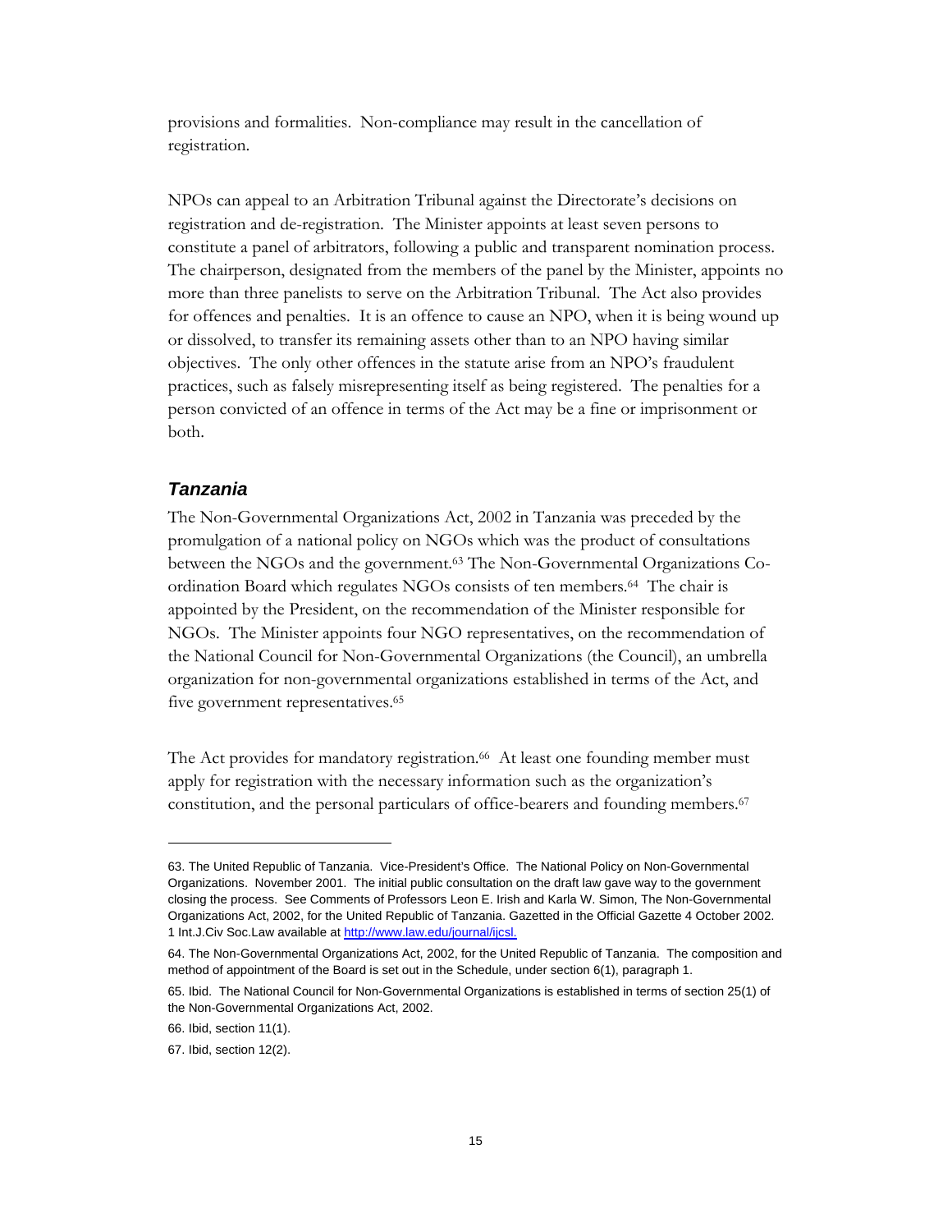provisions and formalities. Non-compliance may result in the cancellation of registration.

NPOs can appeal to an Arbitration Tribunal against the Directorate's decisions on registration and de-registration. The Minister appoints at least seven persons to constitute a panel of arbitrators, following a public and transparent nomination process. The chairperson, designated from the members of the panel by the Minister, appoints no more than three panelists to serve on the Arbitration Tribunal. The Act also provides for offences and penalties. It is an offence to cause an NPO, when it is being wound up or dissolved, to transfer its remaining assets other than to an NPO having similar objectives. The only other offences in the statute arise from an NPO's fraudulent practices, such as falsely misrepresenting itself as being registered. The penalties for a person convicted of an offence in terms of the Act may be a fine or imprisonment or both.

### *Tanzania*

The Non-Governmental Organizations Act, 2002 in Tanzania was preceded by the promulgation of a national policy on NGOs which was the product of consultations between the NGOs and the government.[63] The Non-Governmental Organizations Co-ordination Board which regulates NGOs consists of ten members.[64] The chair is appointed by the President, on the recommendation of the Minister responsible for NGOs. The Minister appoints four NGO representatives, on the recommendation of the National Council for Non-Governmental Organizations (the Council), an umbrella organization for non-governmental organizations established in terms of the Act, and five government representatives.[65]

The Act provides for mandatory registration.[66] At least one founding member must apply for registration with the necessary information such as the organization's constitution, and the personal particulars of office-bearers and founding members.[67]

---

63. The United Republic of Tanzania. Vice-President's Office. The National Policy on Non-Governmental Organizations. November 2001. The initial public consultation on the draft law gave way to the government closing the process. See Comments of Professors Leon E. Irish and Karla W. Simon, The Non-Governmental Organizations Act, 2002, for the United Republic of Tanzania. Gazetted in the Official Gazette 4 October 2002. 1 Int.J.Civ Soc.Law available at http://www.law.edu/journal/ijcsl.

64. The Non-Governmental Organizations Act, 2002, for the United Republic of Tanzania. The composition and method of appointment of the Board is set out in the Schedule, under section 6(1), paragraph 1.

65. Ibid. The National Council for Non-Governmental Organizations is established in terms of section 25(1) of the Non-Governmental Organizations Act, 2002.

66. Ibid, section 11(1).

67. Ibid, section 12(2).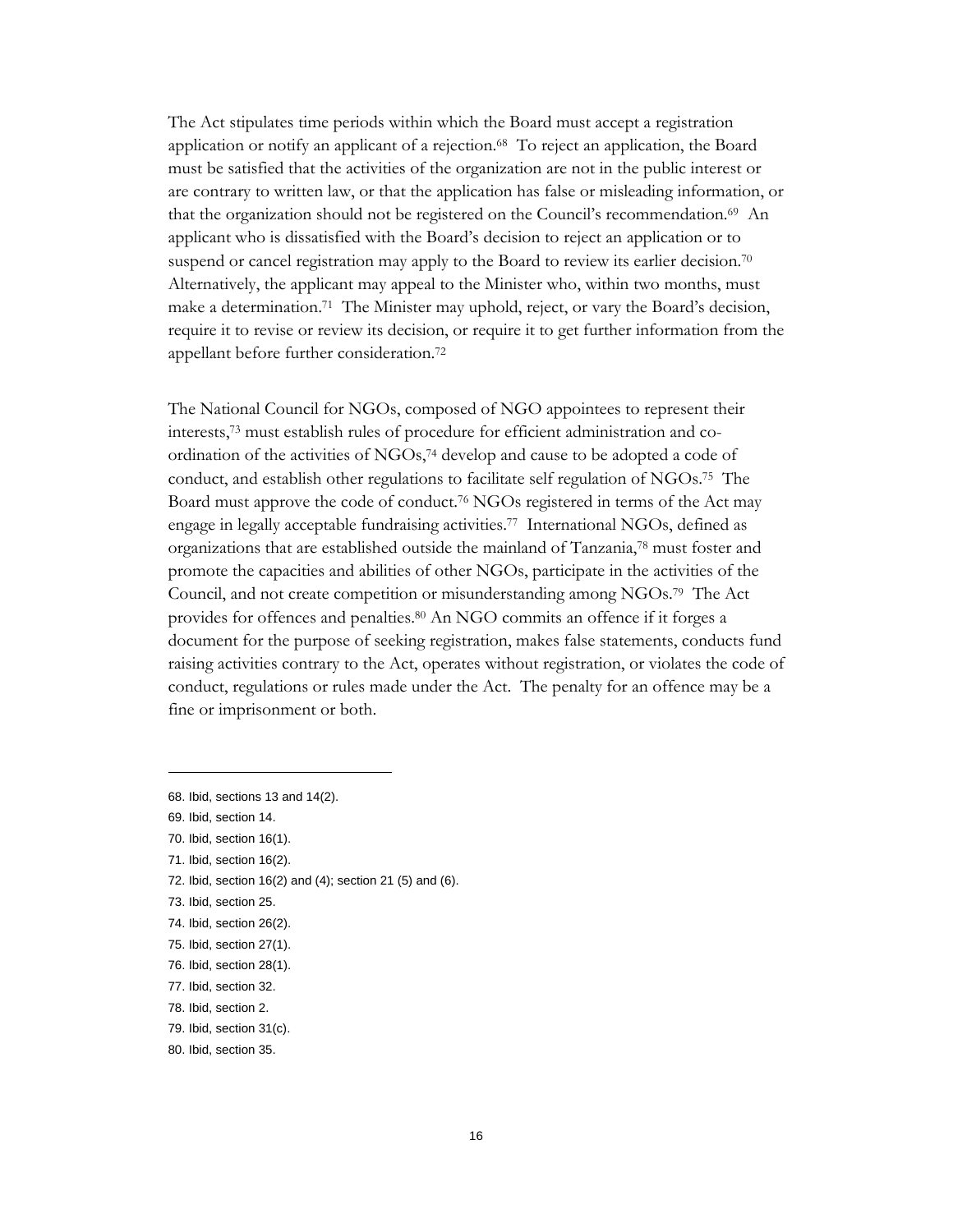The Act stipulates time periods within which the Board must accept a registration application or notify an applicant of a rejection.[68] To reject an application, the Board must be satisfied that the activities of the organization are not in the public interest or are contrary to written law, or that the application has false or misleading information, or that the organization should not be registered on the Council's recommendation.[69] An applicant who is dissatisfied with the Board's decision to reject an application or to suspend or cancel registration may apply to the Board to review its earlier decision.[70] Alternatively, the applicant may appeal to the Minister who, within two months, must make a determination.[71] The Minister may uphold, reject, or vary the Board's decision, require it to revise or review its decision, or require it to get further information from the appellant before further consideration.[72]

The National Council for NGOs, composed of NGO appointees to represent their interests,[73] must establish rules of procedure for efficient administration and co-ordination of the activities of NGOs,[74] develop and cause to be adopted a code of conduct, and establish other regulations to facilitate self regulation of NGOs.[75] The Board must approve the code of conduct.[76] NGOs registered in terms of the Act may engage in legally acceptable fundraising activities.[77] International NGOs, defined as organizations that are established outside the mainland of Tanzania,[78] must foster and promote the capacities and abilities of other NGOs, participate in the activities of the Council, and not create competition or misunderstanding among NGOs.[79] The Act provides for offences and penalties.[80] An NGO commits an offence if it forges a document for the purpose of seeking registration, makes false statements, conducts fund raising activities contrary to the Act, operates without registration, or violates the code of conduct, regulations or rules made under the Act. The penalty for an offence may be a fine or imprisonment or both.

---

68. Ibid, sections 13 and 14(2).
69. Ibid, section 14.
70. Ibid, section 16(1).
71. Ibid, section 16(2).
72. Ibid, section 16(2) and (4); section 21 (5) and (6).
73. Ibid, section 25.
74. Ibid, section 26(2).
75. Ibid, section 27(1).
76. Ibid, section 28(1).
77. Ibid, section 32.
78. Ibid, section 2.
79. Ibid, section 31(c).
80. Ibid, section 35.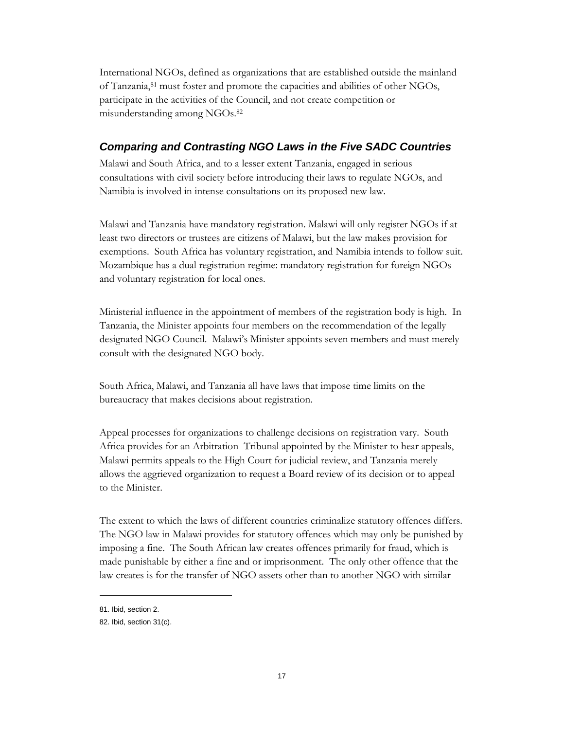International NGOs, defined as organizations that are established outside the mainland of Tanzania,[81] must foster and promote the capacities and abilities of other NGOs, participate in the activities of the Council, and not create competition or misunderstanding among NGOs.[82]

### *Comparing and Contrasting NGO Laws in the Five SADC Countries*

Malawi and South Africa, and to a lesser extent Tanzania, engaged in serious consultations with civil society before introducing their laws to regulate NGOs, and Namibia is involved in intense consultations on its proposed new law.

Malawi and Tanzania have mandatory registration. Malawi will only register NGOs if at least two directors or trustees are citizens of Malawi, but the law makes provision for exemptions. South Africa has voluntary registration, and Namibia intends to follow suit. Mozambique has a dual registration regime: mandatory registration for foreign NGOs and voluntary registration for local ones.

Ministerial influence in the appointment of members of the registration body is high. In Tanzania, the Minister appoints four members on the recommendation of the legally designated NGO Council. Malawi's Minister appoints seven members and must merely consult with the designated NGO body.

South Africa, Malawi, and Tanzania all have laws that impose time limits on the bureaucracy that makes decisions about registration.

Appeal processes for organizations to challenge decisions on registration vary. South Africa provides for an Arbitration Tribunal appointed by the Minister to hear appeals, Malawi permits appeals to the High Court for judicial review, and Tanzania merely allows the aggrieved organization to request a Board review of its decision or to appeal to the Minister.

The extent to which the laws of different countries criminalize statutory offences differs. The NGO law in Malawi provides for statutory offences which may only be punished by imposing a fine. The South African law creates offences primarily for fraud, which is made punishable by either a fine and or imprisonment. The only other offence that the law creates is for the transfer of NGO assets other than to another NGO with similar

---

81. Ibid, section 2.

82. Ibid, section 31(c).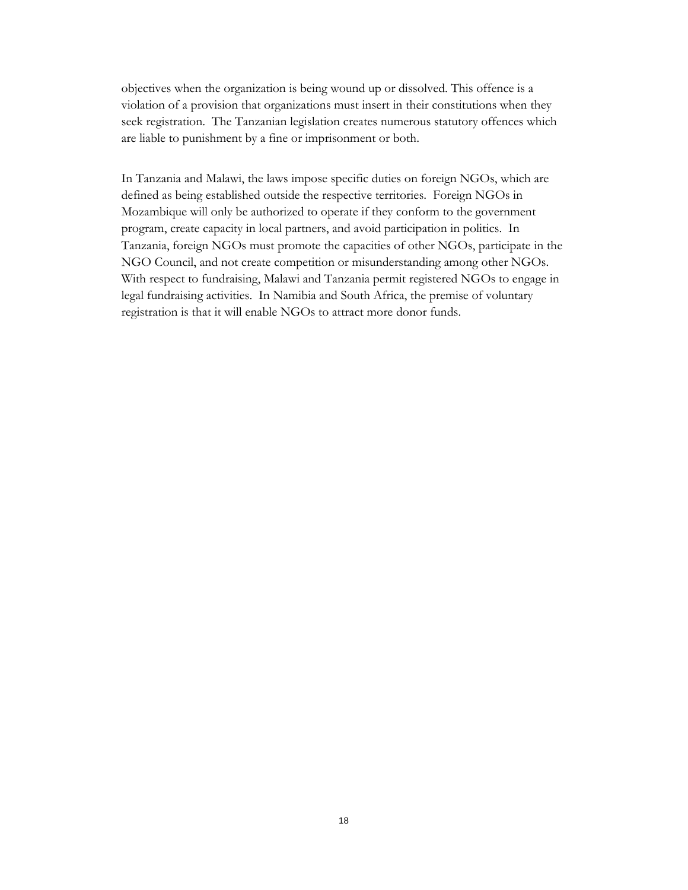objectives when the organization is being wound up or dissolved. This offence is a violation of a provision that organizations must insert in their constitutions when they seek registration. The Tanzanian legislation creates numerous statutory offences which are liable to punishment by a fine or imprisonment or both.

In Tanzania and Malawi, the laws impose specific duties on foreign NGOs, which are defined as being established outside the respective territories. Foreign NGOs in Mozambique will only be authorized to operate if they conform to the government program, create capacity in local partners, and avoid participation in politics. In Tanzania, foreign NGOs must promote the capacities of other NGOs, participate in the NGO Council, and not create competition or misunderstanding among other NGOs. With respect to fundraising, Malawi and Tanzania permit registered NGOs to engage in legal fundraising activities. In Namibia and South Africa, the premise of voluntary registration is that it will enable NGOs to attract more donor funds.